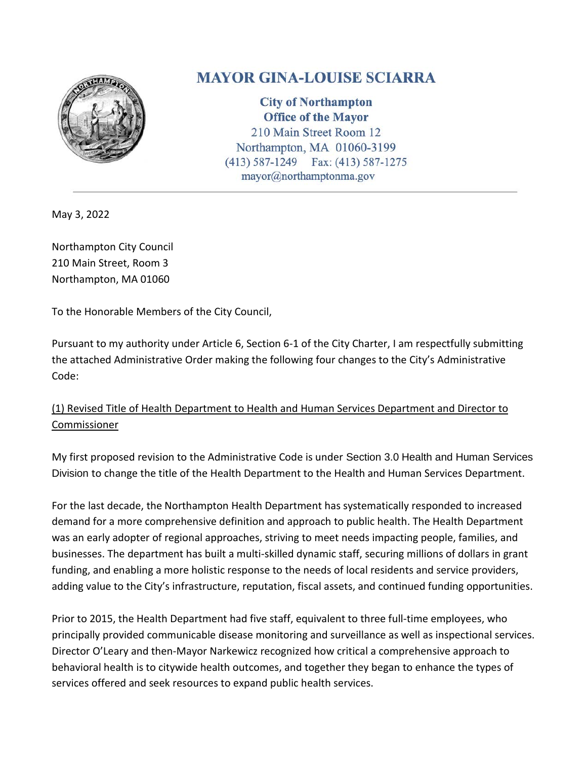# MAYOR GINA-LOUISE SCIARRA

**City of Northampton**
**Office of the Mayor**
210 Main Street Room 12
Northampton, MA 01060-3199
(413) 587-1249  Fax: (413) 587-1275
mayor@northamptonma.gov

---

May 3, 2022

Northampton City Council
210 Main Street, Room 3
Northampton, MA 01060

To the Honorable Members of the City Council,

Pursuant to my authority under Article 6, Section 6-1 of the City Charter, I am respectfully submitting the attached Administrative Order making the following four changes to the City's Administrative Code:

<u>(1) Revised Title of Health Department to Health and Human Services Department and Director to Commissioner</u>

My first proposed revision to the Administrative Code is under Section 3.0 Health and Human Services Division to change the title of the Health Department to the Health and Human Services Department.

For the last decade, the Northampton Health Department has systematically responded to increased demand for a more comprehensive definition and approach to public health. The Health Department was an early adopter of regional approaches, striving to meet needs impacting people, families, and businesses. The department has built a multi-skilled dynamic staff, securing millions of dollars in grant funding, and enabling a more holistic response to the needs of local residents and service providers, adding value to the City's infrastructure, reputation, fiscal assets, and continued funding opportunities.

Prior to 2015, the Health Department had five staff, equivalent to three full-time employees, who principally provided communicable disease monitoring and surveillance as well as inspectional services. Director O'Leary and then-Mayor Narkewicz recognized how critical a comprehensive approach to behavioral health is to citywide health outcomes, and together they began to enhance the types of services offered and seek resources to expand public health services.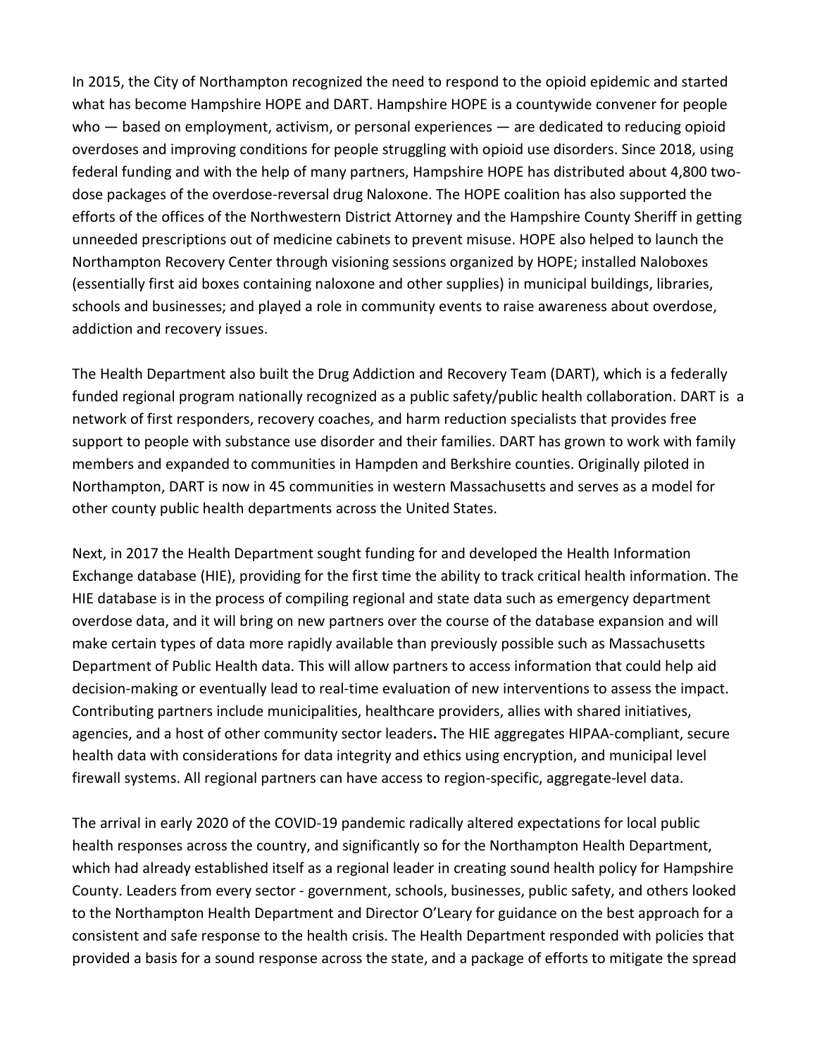In 2015, the City of Northampton recognized the need to respond to the opioid epidemic and started what has become Hampshire HOPE and DART. Hampshire HOPE is a countywide convener for people who — based on employment, activism, or personal experiences — are dedicated to reducing opioid overdoses and improving conditions for people struggling with opioid use disorders. Since 2018, using federal funding and with the help of many partners, Hampshire HOPE has distributed about 4,800 two-dose packages of the overdose-reversal drug Naloxone. The HOPE coalition has also supported the efforts of the offices of the Northwestern District Attorney and the Hampshire County Sheriff in getting unneeded prescriptions out of medicine cabinets to prevent misuse. HOPE also helped to launch the Northampton Recovery Center through visioning sessions organized by HOPE; installed Naloboxes (essentially first aid boxes containing naloxone and other supplies) in municipal buildings, libraries, schools and businesses; and played a role in community events to raise awareness about overdose, addiction and recovery issues.

The Health Department also built the Drug Addiction and Recovery Team (DART), which is a federally funded regional program nationally recognized as a public safety/public health collaboration. DART is a network of first responders, recovery coaches, and harm reduction specialists that provides free support to people with substance use disorder and their families. DART has grown to work with family members and expanded to communities in Hampden and Berkshire counties. Originally piloted in Northampton, DART is now in 45 communities in western Massachusetts and serves as a model for other county public health departments across the United States.

Next, in 2017 the Health Department sought funding for and developed the Health Information Exchange database (HIE), providing for the first time the ability to track critical health information. The HIE database is in the process of compiling regional and state data such as emergency department overdose data, and it will bring on new partners over the course of the database expansion and will make certain types of data more rapidly available than previously possible such as Massachusetts Department of Public Health data. This will allow partners to access information that could help aid decision-making or eventually lead to real-time evaluation of new interventions to assess the impact. Contributing partners include municipalities, healthcare providers, allies with shared initiatives, agencies, and a host of other community sector leaders**.** The HIE aggregates HIPAA-compliant, secure health data with considerations for data integrity and ethics using encryption, and municipal level firewall systems. All regional partners can have access to region-specific, aggregate-level data.

The arrival in early 2020 of the COVID-19 pandemic radically altered expectations for local public health responses across the country, and significantly so for the Northampton Health Department, which had already established itself as a regional leader in creating sound health policy for Hampshire County. Leaders from every sector - government, schools, businesses, public safety, and others looked to the Northampton Health Department and Director O'Leary for guidance on the best approach for a consistent and safe response to the health crisis. The Health Department responded with policies that provided a basis for a sound response across the state, and a package of efforts to mitigate the spread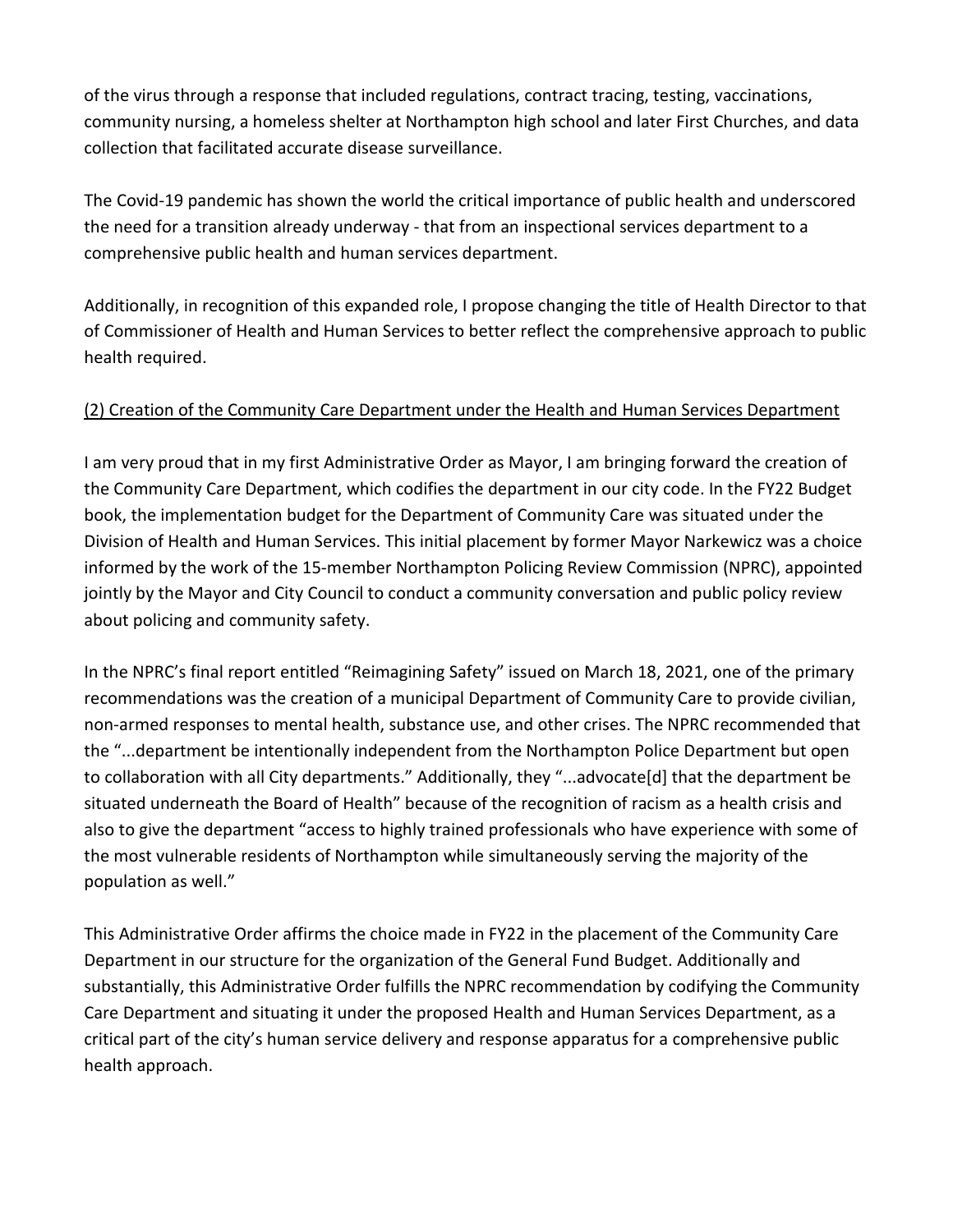of the virus through a response that included regulations, contract tracing, testing, vaccinations, community nursing, a homeless shelter at Northampton high school and later First Churches, and data collection that facilitated accurate disease surveillance.

The Covid-19 pandemic has shown the world the critical importance of public health and underscored the need for a transition already underway - that from an inspectional services department to a comprehensive public health and human services department.

Additionally, in recognition of this expanded role, I propose changing the title of Health Director to that of Commissioner of Health and Human Services to better reflect the comprehensive approach to public health required.

<u>(2) Creation of the Community Care Department under the Health and Human Services Department</u>

I am very proud that in my first Administrative Order as Mayor, I am bringing forward the creation of the Community Care Department, which codifies the department in our city code. In the FY22 Budget book, the implementation budget for the Department of Community Care was situated under the Division of Health and Human Services. This initial placement by former Mayor Narkewicz was a choice informed by the work of the 15-member Northampton Policing Review Commission (NPRC), appointed jointly by the Mayor and City Council to conduct a community conversation and public policy review about policing and community safety.

In the NPRC's final report entitled "Reimagining Safety" issued on March 18, 2021, one of the primary recommendations was the creation of a municipal Department of Community Care to provide civilian, non-armed responses to mental health, substance use, and other crises. The NPRC recommended that the "...department be intentionally independent from the Northampton Police Department but open to collaboration with all City departments." Additionally, they "...advocate[d] that the department be situated underneath the Board of Health" because of the recognition of racism as a health crisis and also to give the department "access to highly trained professionals who have experience with some of the most vulnerable residents of Northampton while simultaneously serving the majority of the population as well."

This Administrative Order affirms the choice made in FY22 in the placement of the Community Care Department in our structure for the organization of the General Fund Budget. Additionally and substantially, this Administrative Order fulfills the NPRC recommendation by codifying the Community Care Department and situating it under the proposed Health and Human Services Department, as a critical part of the city's human service delivery and response apparatus for a comprehensive public health approach.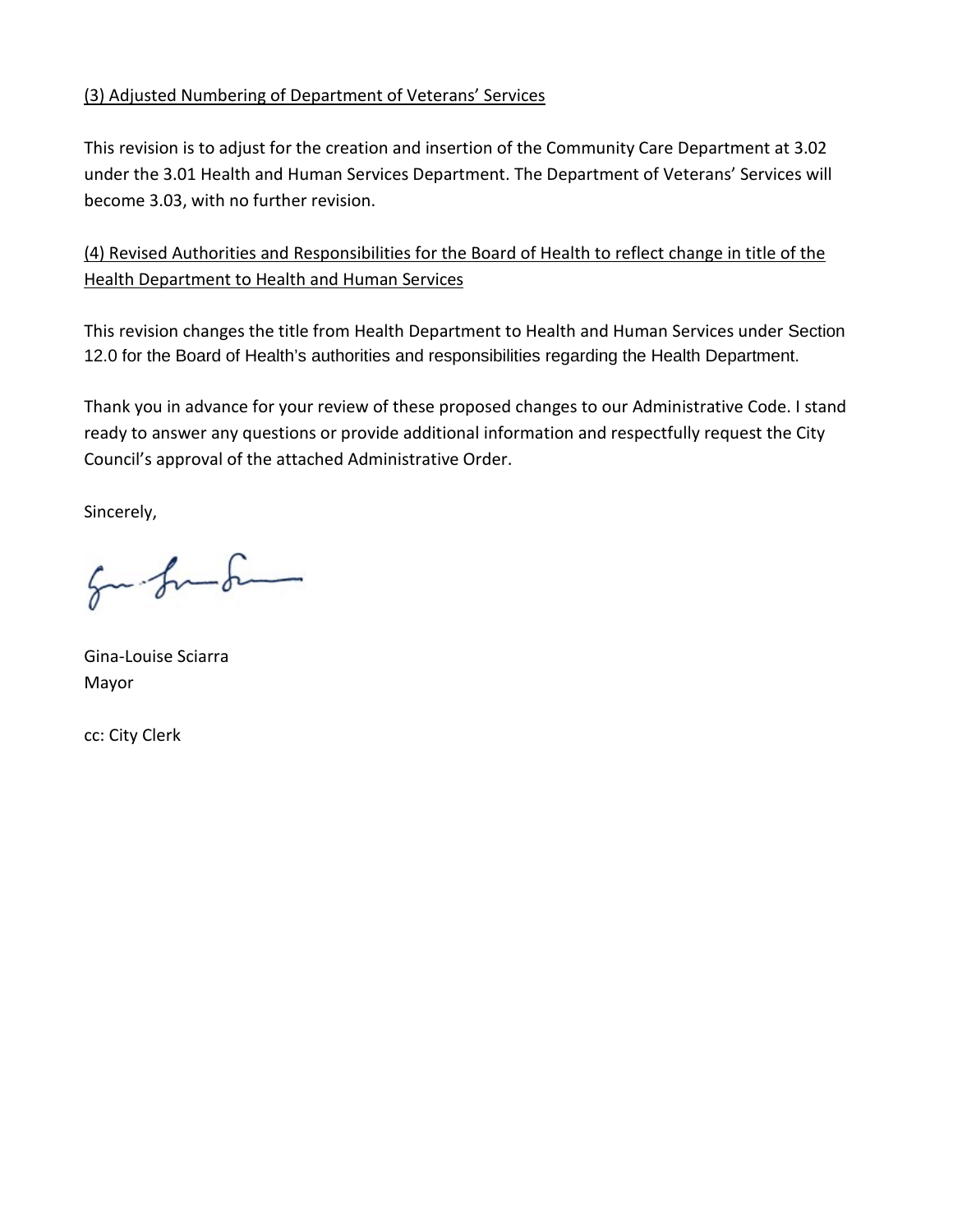<u>(3) Adjusted Numbering of Department of Veterans' Services</u>

This revision is to adjust for the creation and insertion of the Community Care Department at 3.02 under the 3.01 Health and Human Services Department. The Department of Veterans' Services will become 3.03, with no further revision.

<u>(4) Revised Authorities and Responsibilities for the Board of Health to reflect change in title of the Health Department to Health and Human Services</u>

This revision changes the title from Health Department to Health and Human Services under Section 12.0 for the Board of Health's authorities and responsibilities regarding the Health Department.

Thank you in advance for your review of these proposed changes to our Administrative Code. I stand ready to answer any questions or provide additional information and respectfully request the City Council's approval of the attached Administrative Order.

Sincerely,

Gina-Louise Sciarra
Mayor

cc: City Clerk